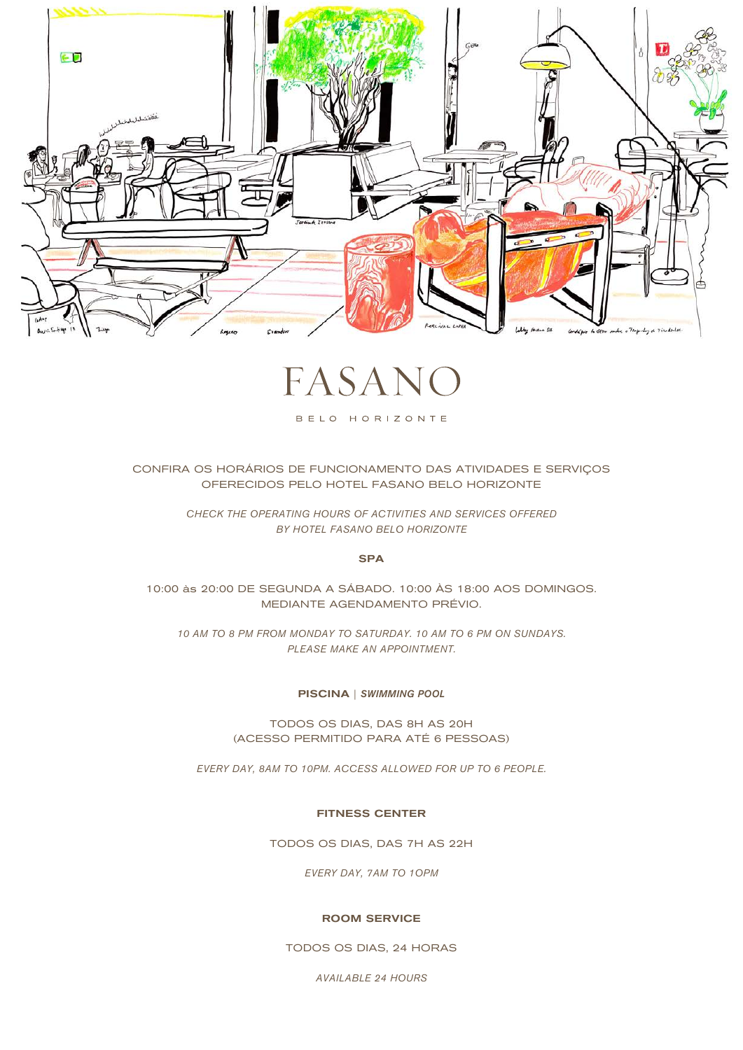# FASANO

BELO HORIZONTE

CONFIRA OS HORÁRIOS DE FUNCIONAMENTO DAS ATIVIDADES E SERVIÇOS OFERECIDOS PELO HOTEL FASANO BELO HORIZONTE

*CHECK THE OPERATING HOURS OF ACTIVITIES AND SERVICES OFFERED BY HOTEL FASANO BELO HORIZONTE*

**SPA**

10:00 às 20:00 DE SEGUNDA A SÁBADO. 10:00 ÀS 18:00 AOS DOMINGOS. MEDIANTE AGENDAMENTO PRÉVIO.

*10 AM TO 8 PM FROM MONDAY TO SATURDAY. 10 AM TO 6 PM ON SUNDAYS. PLEASE MAKE AN APPOINTMENT.*

**PISCINA** | ***SWIMMING POOL***

TODOS OS DIAS, DAS 8H AS 20H (ACESSO PERMITIDO PARA ATÉ 6 PESSOAS)

*EVERY DAY, 8AM TO 10PM. ACCESS ALLOWED FOR UP TO 6 PEOPLE.*

**FITNESS CENTER**

TODOS OS DIAS, DAS 7H AS 22H

*EVERY DAY, 7AM TO 10PM*

**ROOM SERVICE**

TODOS OS DIAS, 24 HORAS

*AVAILABLE 24 HOURS*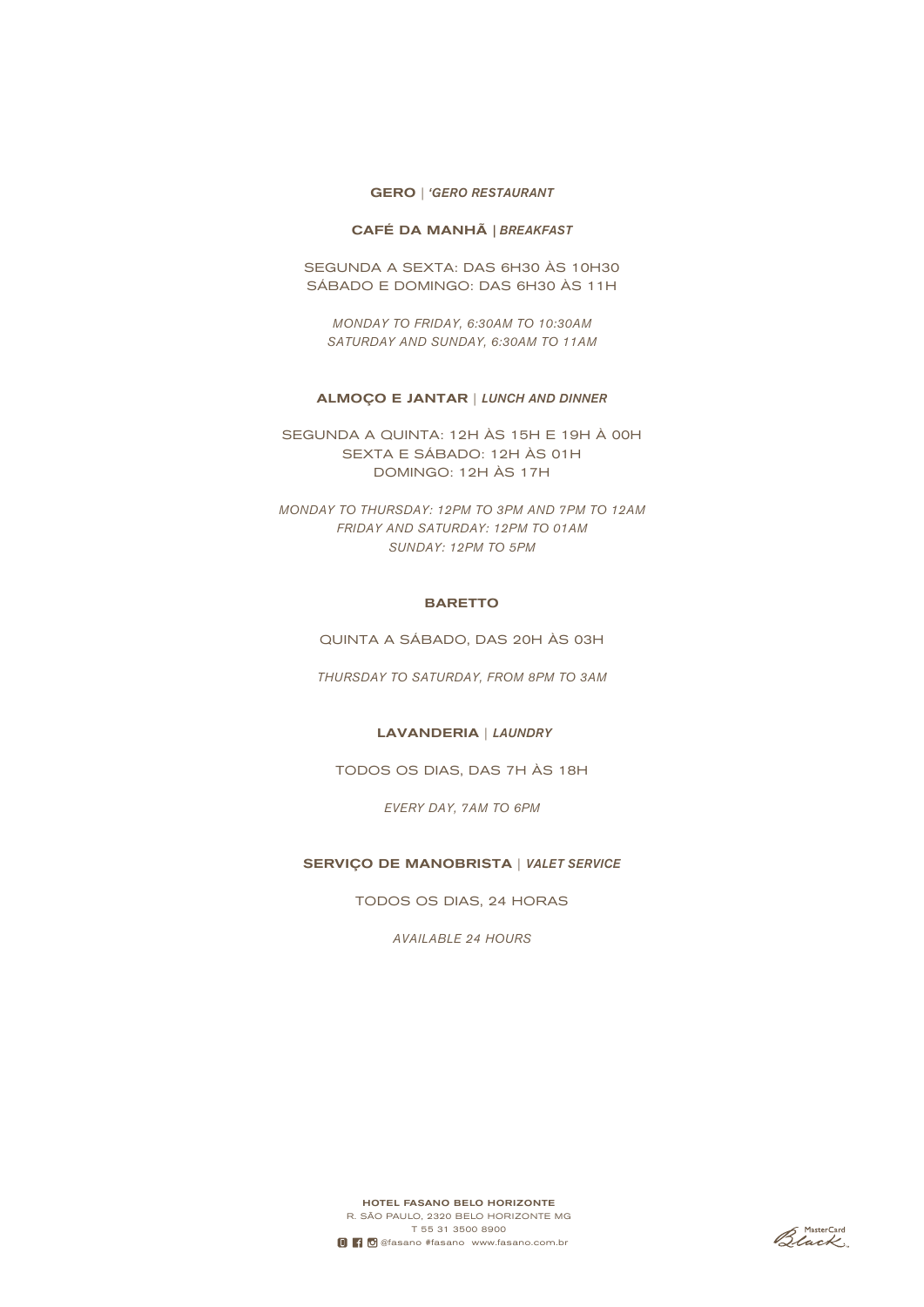**GERO** | ***'GERO RESTAURANT***

**CAFÉ DA MANHÃ** | ***BREAKFAST***

SEGUNDA A SEXTA: DAS 6H30 ÀS 10H30
SÁBADO E DOMINGO: DAS 6H30 ÀS 11H

*MONDAY TO FRIDAY, 6:30AM TO 10:30AM*
*SATURDAY AND SUNDAY, 6:30AM TO 11AM*

**ALMOÇO E JANTAR** | ***LUNCH AND DINNER***

SEGUNDA A QUINTA: 12H ÀS 15H E 19H À 00H
SEXTA E SÁBADO: 12H ÀS 01H
DOMINGO: 12H ÀS 17H

*MONDAY TO THURSDAY: 12PM TO 3PM AND 7PM TO 12AM*
*FRIDAY AND SATURDAY: 12PM TO 01AM*
*SUNDAY: 12PM TO 5PM*

**BARETTO**

QUINTA A SÁBADO, DAS 20H ÀS 03H

*THURSDAY TO SATURDAY, FROM 8PM TO 3AM*

**LAVANDERIA** | ***LAUNDRY***

TODOS OS DIAS, DAS 7H ÀS 18H

*EVERY DAY, 7AM TO 6PM*

**SERVIÇO DE MANOBRISTA** | ***VALET SERVICE***

TODOS OS DIAS, 24 HORAS

*AVAILABLE 24 HOURS*

**HOTEL FASANO BELO HORIZONTE**
R. SÃO PAULO, 2320 BELO HORIZONTE MG
T 55 31 3500 8900
@fasano #fasano www.fasano.com.br

MasterCard Black